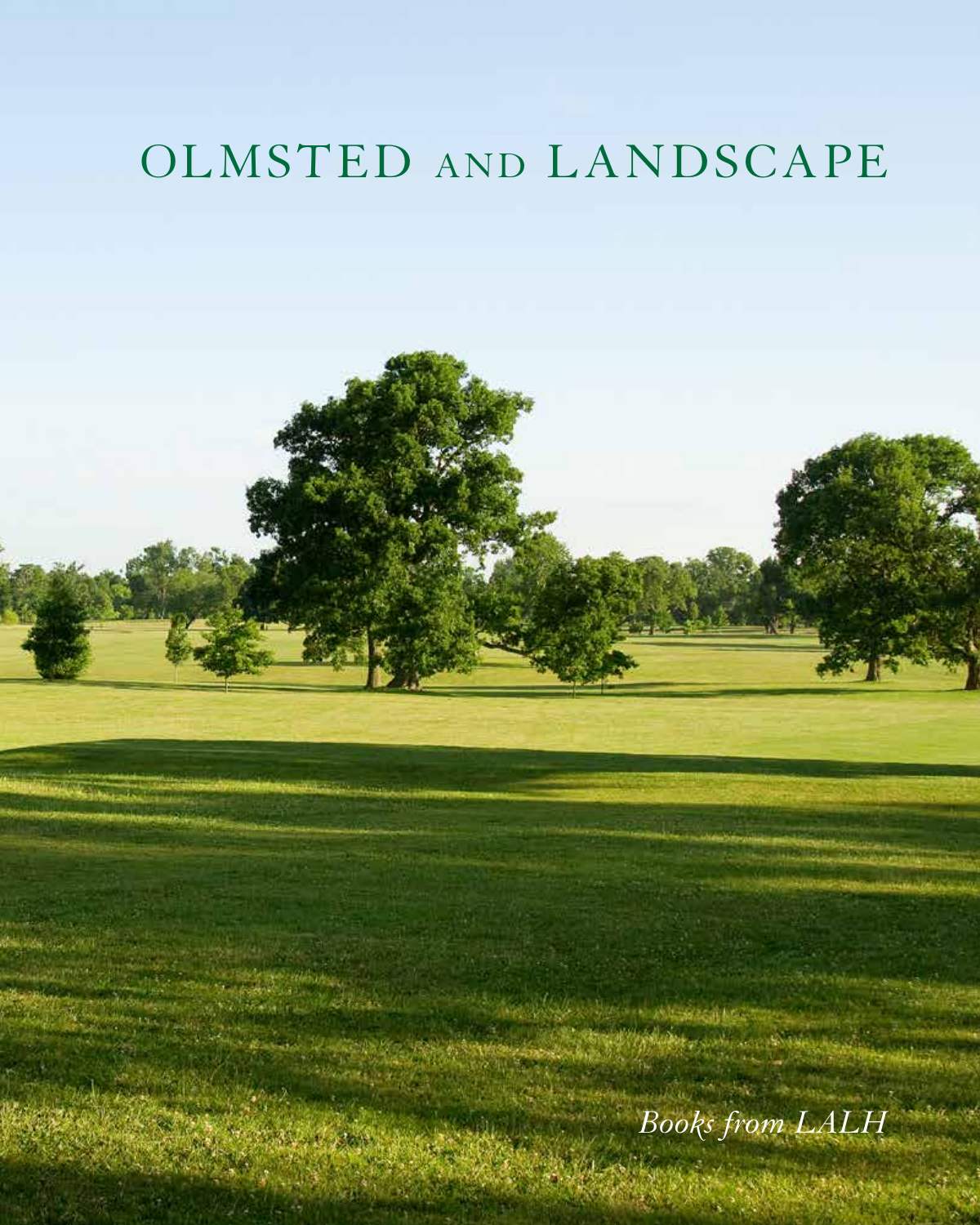# OLMSTED AND LANDSCAPE

*Books from LALH*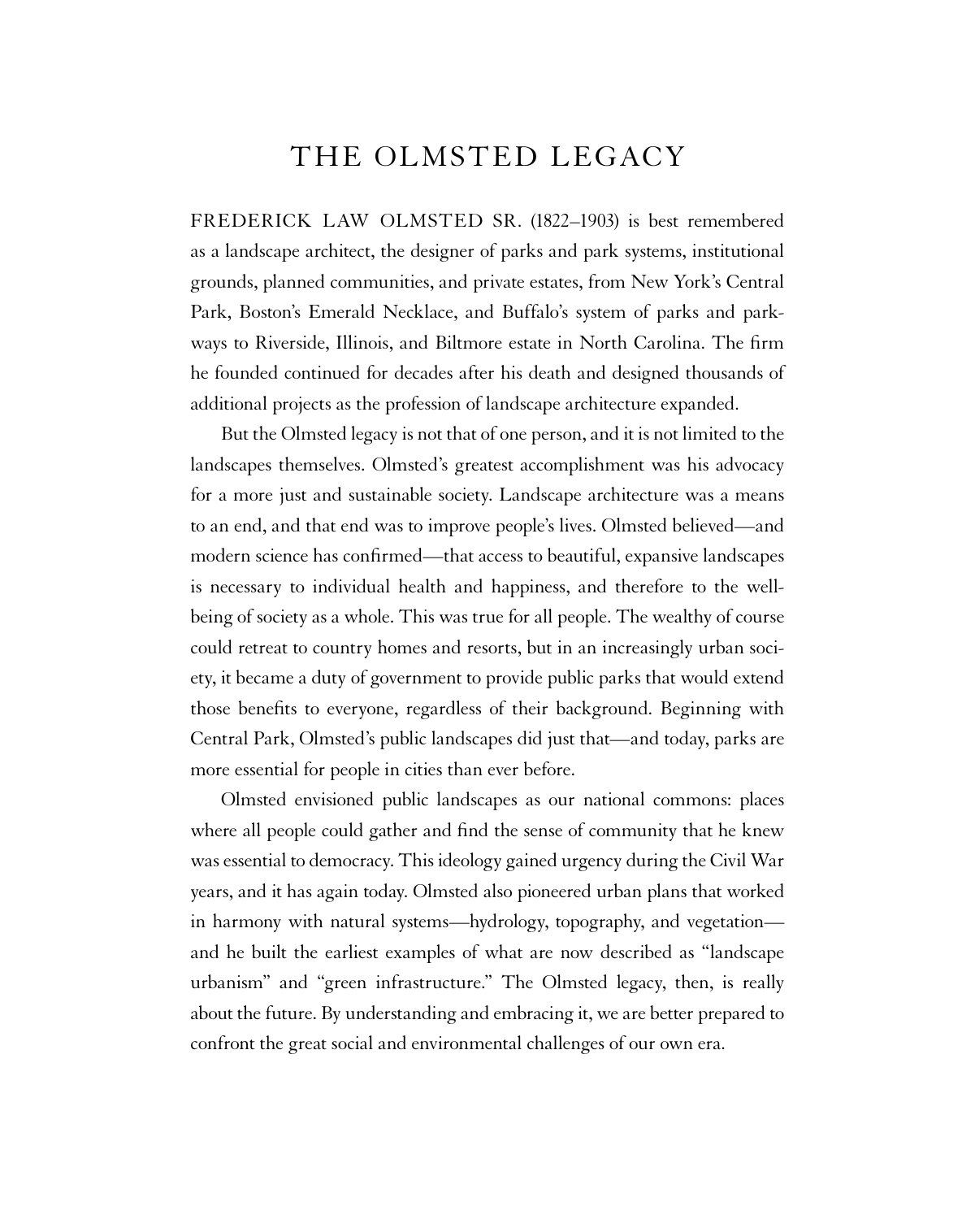# THE OLMSTED LEGACY

FREDERICK LAW OLMSTED SR. (1822–1903) is best remembered as a landscape architect, the designer of parks and park systems, institutional grounds, planned communities, and private estates, from New York's Central Park, Boston's Emerald Necklace, and Buffalo's system of parks and parkways to Riverside, Illinois, and Biltmore estate in North Carolina. The firm he founded continued for decades after his death and designed thousands of additional projects as the profession of landscape architecture expanded.

But the Olmsted legacy is not that of one person, and it is not limited to the landscapes themselves. Olmsted's greatest accomplishment was his advocacy for a more just and sustainable society. Landscape architecture was a means to an end, and that end was to improve people's lives. Olmsted believed—and modern science has confirmed—that access to beautiful, expansive landscapes is necessary to individual health and happiness, and therefore to the well-being of society as a whole. This was true for all people. The wealthy of course could retreat to country homes and resorts, but in an increasingly urban society, it became a duty of government to provide public parks that would extend those benefits to everyone, regardless of their background. Beginning with Central Park, Olmsted's public landscapes did just that—and today, parks are more essential for people in cities than ever before.

Olmsted envisioned public landscapes as our national commons: places where all people could gather and find the sense of community that he knew was essential to democracy. This ideology gained urgency during the Civil War years, and it has again today. Olmsted also pioneered urban plans that worked in harmony with natural systems—hydrology, topography, and vegetation—and he built the earliest examples of what are now described as "landscape urbanism" and "green infrastructure." The Olmsted legacy, then, is really about the future. By understanding and embracing it, we are better prepared to confront the great social and environmental challenges of our own era.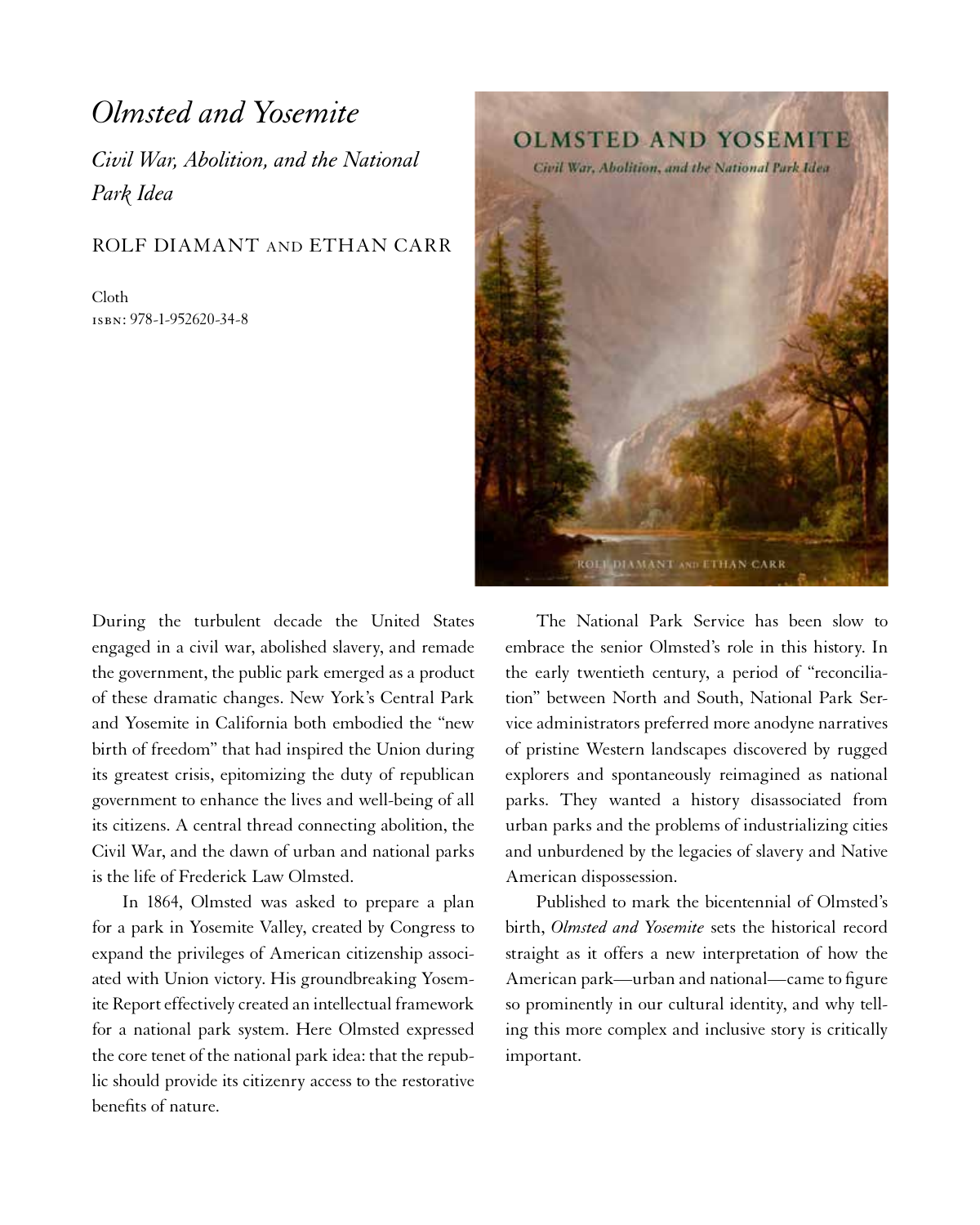# *Olmsted and Yosemite*

## *Civil War, Abolition, and the National Park Idea*

ROLF DIAMANT AND ETHAN CARR

Cloth
ISBN: 978-1-952620-34-8

During the turbulent decade the United States engaged in a civil war, abolished slavery, and remade the government, the public park emerged as a product of these dramatic changes. New York's Central Park and Yosemite in California both embodied the "new birth of freedom" that had inspired the Union during its greatest crisis, epitomizing the duty of republican government to enhance the lives and well-being of all its citizens. A central thread connecting abolition, the Civil War, and the dawn of urban and national parks is the life of Frederick Law Olmsted.

In 1864, Olmsted was asked to prepare a plan for a park in Yosemite Valley, created by Congress to expand the privileges of American citizenship associated with Union victory. His groundbreaking Yosemite Report effectively created an intellectual framework for a national park system. Here Olmsted expressed the core tenet of the national park idea: that the republic should provide its citizenry access to the restorative benefits of nature.

The National Park Service has been slow to embrace the senior Olmsted's role in this history. In the early twentieth century, a period of "reconciliation" between North and South, National Park Service administrators preferred more anodyne narratives of pristine Western landscapes discovered by rugged explorers and spontaneously reimagined as national parks. They wanted a history disassociated from urban parks and the problems of industrializing cities and unburdened by the legacies of slavery and Native American dispossession.

Published to mark the bicentennial of Olmsted's birth, *Olmsted and Yosemite* sets the historical record straight as it offers a new interpretation of how the American park—urban and national—came to figure so prominently in our cultural identity, and why telling this more complex and inclusive story is critically important.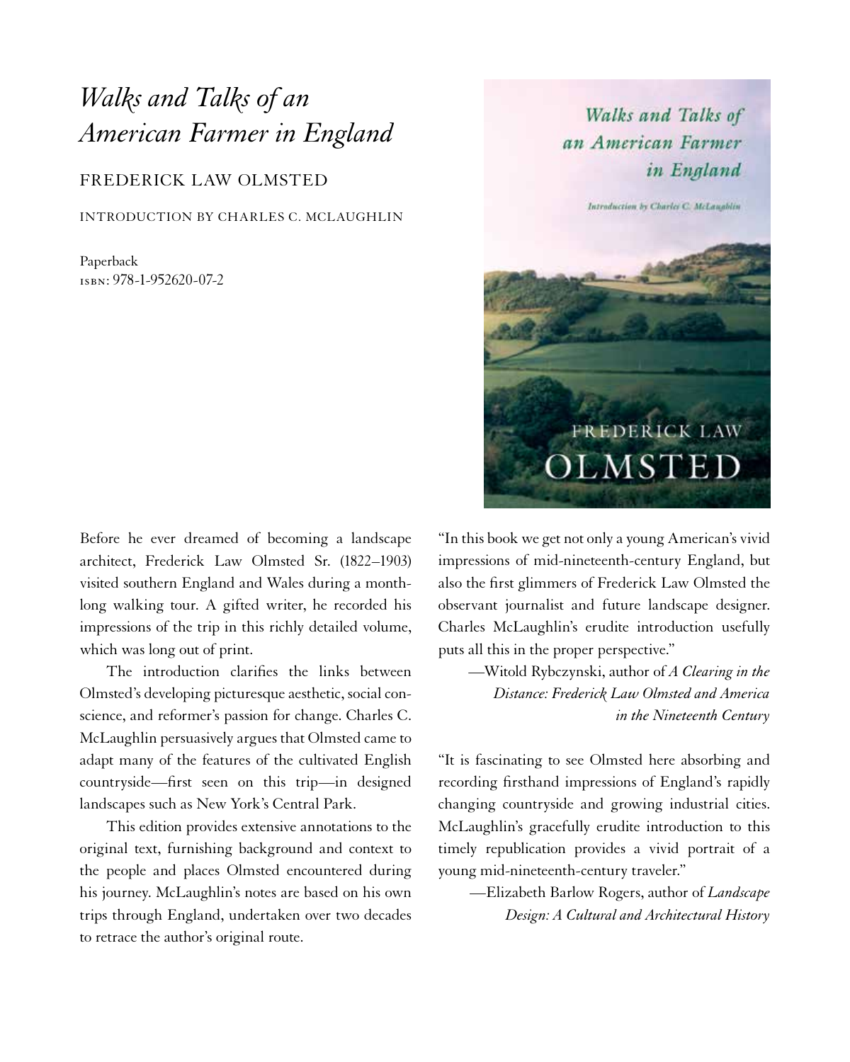# *Walks and Talks of an American Farmer in England*

FREDERICK LAW OLMSTED

INTRODUCTION BY CHARLES C. MCLAUGHLIN

Paperback
ISBN: 978-1-952620-07-2

Before he ever dreamed of becoming a landscape architect, Frederick Law Olmsted Sr. (1822–1903) visited southern England and Wales during a month-long walking tour. A gifted writer, he recorded his impressions of the trip in this richly detailed volume, which was long out of print.

The introduction clarifies the links between Olmsted's developing picturesque aesthetic, social conscience, and reformer's passion for change. Charles C. McLaughlin persuasively argues that Olmsted came to adapt many of the features of the cultivated English countryside—first seen on this trip—in designed landscapes such as New York's Central Park.

This edition provides extensive annotations to the original text, furnishing background and context to the people and places Olmsted encountered during his journey. McLaughlin's notes are based on his own trips through England, undertaken over two decades to retrace the author's original route.

"In this book we get not only a young American's vivid impressions of mid-nineteenth-century England, but also the first glimmers of Frederick Law Olmsted the observant journalist and future landscape designer. Charles McLaughlin's erudite introduction usefully puts all this in the proper perspective."

—Witold Rybczynski, author of *A Clearing in the Distance: Frederick Law Olmsted and America in the Nineteenth Century*

"It is fascinating to see Olmsted here absorbing and recording firsthand impressions of England's rapidly changing countryside and growing industrial cities. McLaughlin's gracefully erudite introduction to this timely republication provides a vivid portrait of a young mid-nineteenth-century traveler."

—Elizabeth Barlow Rogers, author of *Landscape Design: A Cultural and Architectural History*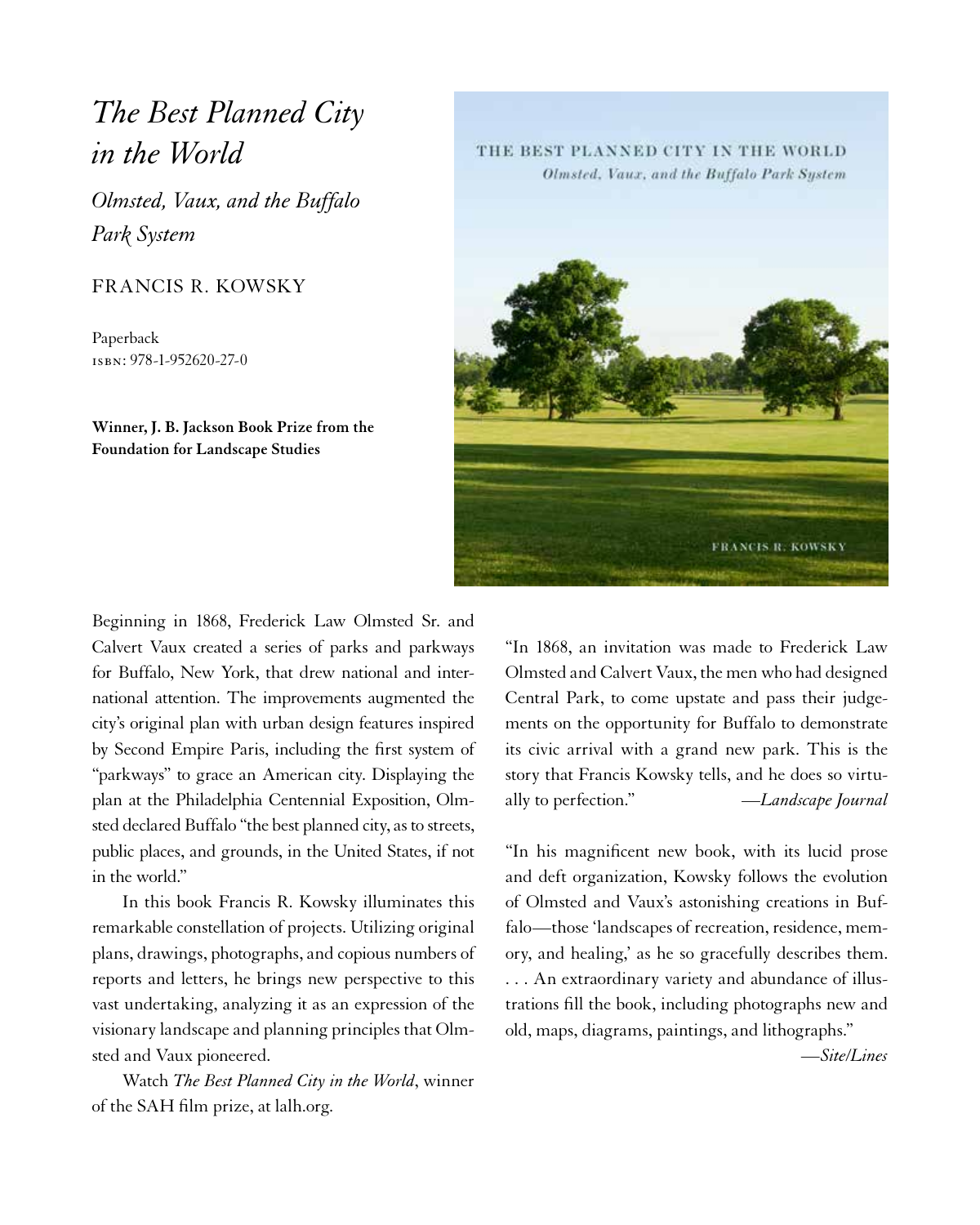# *The Best Planned City in the World*

## *Olmsted, Vaux, and the Buffalo Park System*

FRANCIS R. KOWSKY

Paperback
ISBN: 978-1-952620-27-0

**Winner, J. B. Jackson Book Prize from the Foundation for Landscape Studies**

Beginning in 1868, Frederick Law Olmsted Sr. and Calvert Vaux created a series of parks and parkways for Buffalo, New York, that drew national and international attention. The improvements augmented the city's original plan with urban design features inspired by Second Empire Paris, including the first system of "parkways" to grace an American city. Displaying the plan at the Philadelphia Centennial Exposition, Olmsted declared Buffalo "the best planned city, as to streets, public places, and grounds, in the United States, if not in the world."

In this book Francis R. Kowsky illuminates this remarkable constellation of projects. Utilizing original plans, drawings, photographs, and copious numbers of reports and letters, he brings new perspective to this vast undertaking, analyzing it as an expression of the visionary landscape and planning principles that Olmsted and Vaux pioneered.

Watch *The Best Planned City in the World*, winner of the SAH film prize, at lalh.org.

"In 1868, an invitation was made to Frederick Law Olmsted and Calvert Vaux, the men who had designed Central Park, to come upstate and pass their judgements on the opportunity for Buffalo to demonstrate its civic arrival with a grand new park. This is the story that Francis Kowsky tells, and he does so virtually to perfection." —*Landscape Journal*

"In his magnificent new book, with its lucid prose and deft organization, Kowsky follows the evolution of Olmsted and Vaux's astonishing creations in Buffalo—those 'landscapes of recreation, residence, memory, and healing,' as he so gracefully describes them. . . . An extraordinary variety and abundance of illustrations fill the book, including photographs new and old, maps, diagrams, paintings, and lithographs."

—*Site/Lines*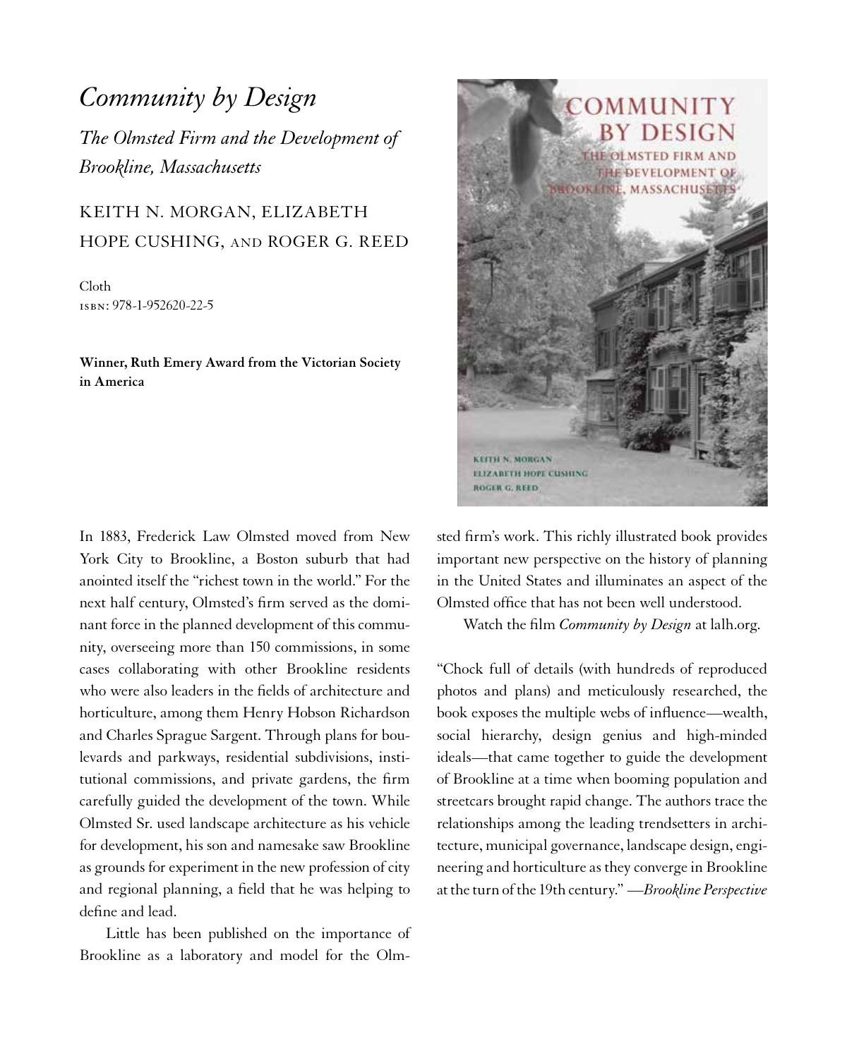# *Community by Design*

## *The Olmsted Firm and the Development of Brookline, Massachusetts*

KEITH N. MORGAN, ELIZABETH HOPE CUSHING, AND ROGER G. REED

Cloth
ISBN: 978-1-952620-22-5

**Winner, Ruth Emery Award from the Victorian Society in America**

In 1883, Frederick Law Olmsted moved from New York City to Brookline, a Boston suburb that had anointed itself the "richest town in the world." For the next half century, Olmsted's firm served as the dominant force in the planned development of this community, overseeing more than 150 commissions, in some cases collaborating with other Brookline residents who were also leaders in the fields of architecture and horticulture, among them Henry Hobson Richardson and Charles Sprague Sargent. Through plans for boulevards and parkways, residential subdivisions, institutional commissions, and private gardens, the firm carefully guided the development of the town. While Olmsted Sr. used landscape architecture as his vehicle for development, his son and namesake saw Brookline as grounds for experiment in the new profession of city and regional planning, a field that he was helping to define and lead.

Little has been published on the importance of Brookline as a laboratory and model for the Olmsted firm's work. This richly illustrated book provides important new perspective on the history of planning in the United States and illuminates an aspect of the Olmsted office that has not been well understood.

Watch the film *Community by Design* at lalh.org.

"Chock full of details (with hundreds of reproduced photos and plans) and meticulously researched, the book exposes the multiple webs of influence—wealth, social hierarchy, design genius and high-minded ideals—that came together to guide the development of Brookline at a time when booming population and streetcars brought rapid change. The authors trace the relationships among the leading trendsetters in architecture, municipal governance, landscape design, engineering and horticulture as they converge in Brookline at the turn of the 19th century." —*Brookline Perspective*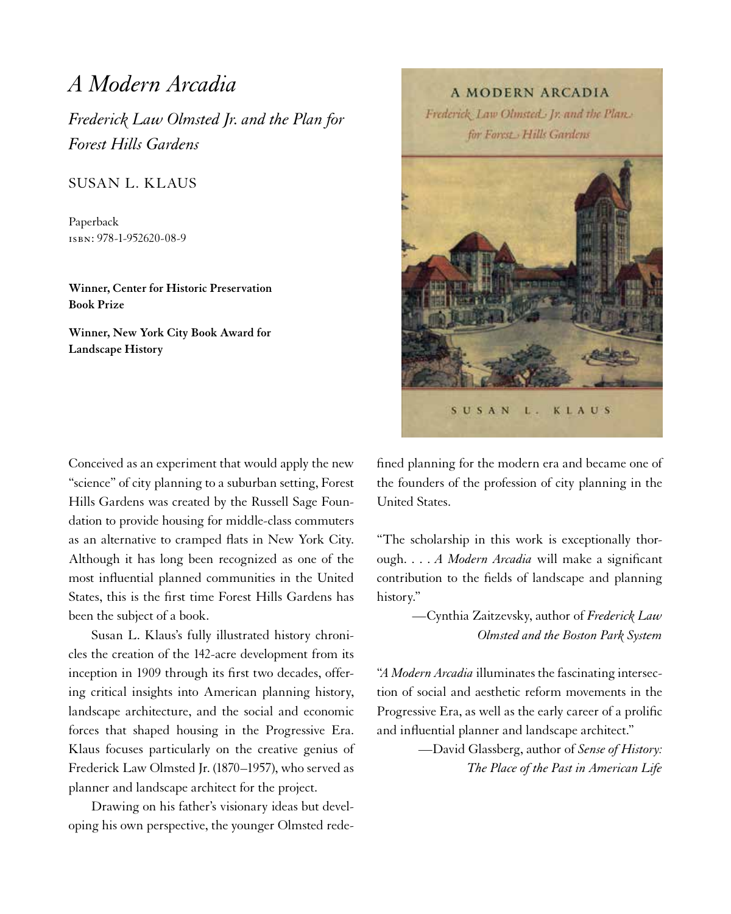# *A Modern Arcadia*

## *Frederick Law Olmsted Jr. and the Plan for Forest Hills Gardens*

SUSAN L. KLAUS

Paperback
ISBN: 978-1-952620-08-9

**Winner, Center for Historic Preservation Book Prize**

**Winner, New York City Book Award for Landscape History**

Conceived as an experiment that would apply the new "science" of city planning to a suburban setting, Forest Hills Gardens was created by the Russell Sage Foundation to provide housing for middle-class commuters as an alternative to cramped flats in New York City. Although it has long been recognized as one of the most influential planned communities in the United States, this is the first time Forest Hills Gardens has been the subject of a book.

Susan L. Klaus's fully illustrated history chronicles the creation of the 142-acre development from its inception in 1909 through its first two decades, offering critical insights into American planning history, landscape architecture, and the social and economic forces that shaped housing in the Progressive Era. Klaus focuses particularly on the creative genius of Frederick Law Olmsted Jr. (1870–1957), who served as planner and landscape architect for the project.

Drawing on his father's visionary ideas but developing his own perspective, the younger Olmsted redefined planning for the modern era and became one of the founders of the profession of city planning in the United States.

"The scholarship in this work is exceptionally thorough. . . . *A Modern Arcadia* will make a significant contribution to the fields of landscape and planning history."

—Cynthia Zaitzevsky, author of *Frederick Law Olmsted and the Boston Park System*

"*A Modern Arcadia* illuminates the fascinating intersection of social and aesthetic reform movements in the Progressive Era, as well as the early career of a prolific and influential planner and landscape architect."

—David Glassberg, author of *Sense of History: The Place of the Past in American Life*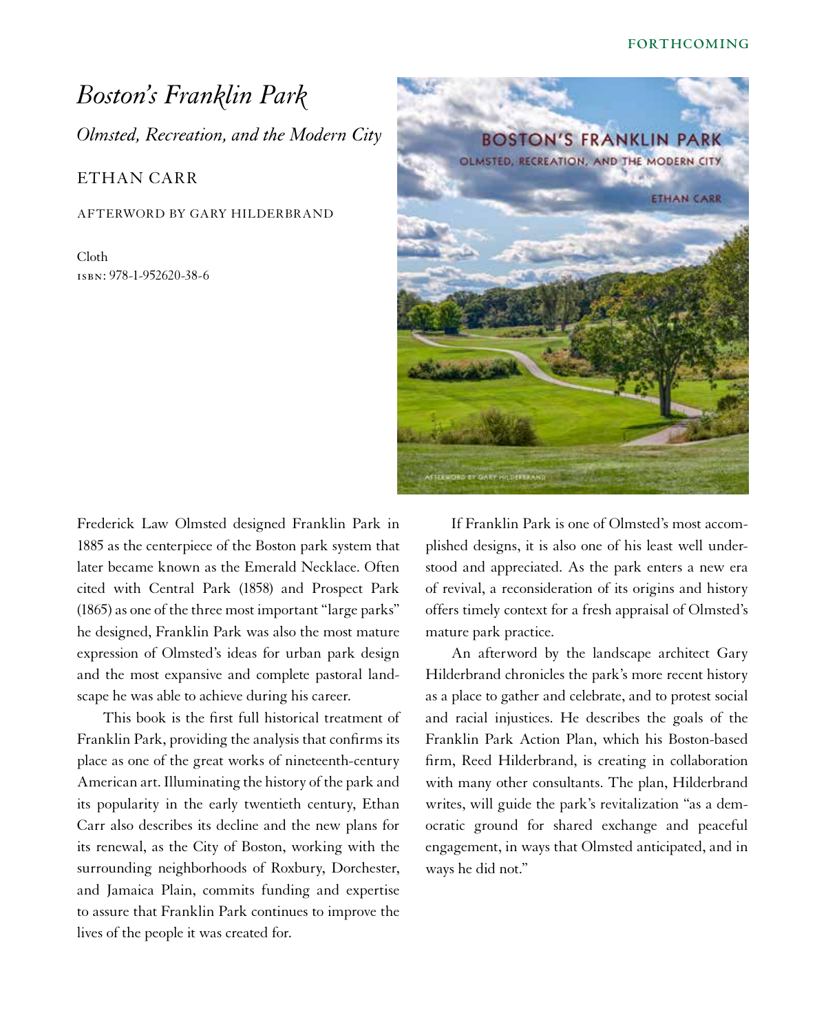FORTHCOMING

# *Boston's Franklin Park*

## *Olmsted, Recreation, and the Modern City*

ETHAN CARR

AFTERWORD BY GARY HILDERBRAND

Cloth
ISBN: 978-1-952620-38-6

Frederick Law Olmsted designed Franklin Park in 1885 as the centerpiece of the Boston park system that later became known as the Emerald Necklace. Often cited with Central Park (1858) and Prospect Park (1865) as one of the three most important "large parks" he designed, Franklin Park was also the most mature expression of Olmsted's ideas for urban park design and the most expansive and complete pastoral landscape he was able to achieve during his career.

This book is the first full historical treatment of Franklin Park, providing the analysis that confirms its place as one of the great works of nineteenth-century American art. Illuminating the history of the park and its popularity in the early twentieth century, Ethan Carr also describes its decline and the new plans for its renewal, as the City of Boston, working with the surrounding neighborhoods of Roxbury, Dorchester, and Jamaica Plain, commits funding and expertise to assure that Franklin Park continues to improve the lives of the people it was created for.

If Franklin Park is one of Olmsted's most accomplished designs, it is also one of his least well understood and appreciated. As the park enters a new era of revival, a reconsideration of its origins and history offers timely context for a fresh appraisal of Olmsted's mature park practice.

An afterword by the landscape architect Gary Hilderbrand chronicles the park's more recent history as a place to gather and celebrate, and to protest social and racial injustices. He describes the goals of the Franklin Park Action Plan, which his Boston-based firm, Reed Hilderbrand, is creating in collaboration with many other consultants. The plan, Hilderbrand writes, will guide the park's revitalization "as a democratic ground for shared exchange and peaceful engagement, in ways that Olmsted anticipated, and in ways he did not."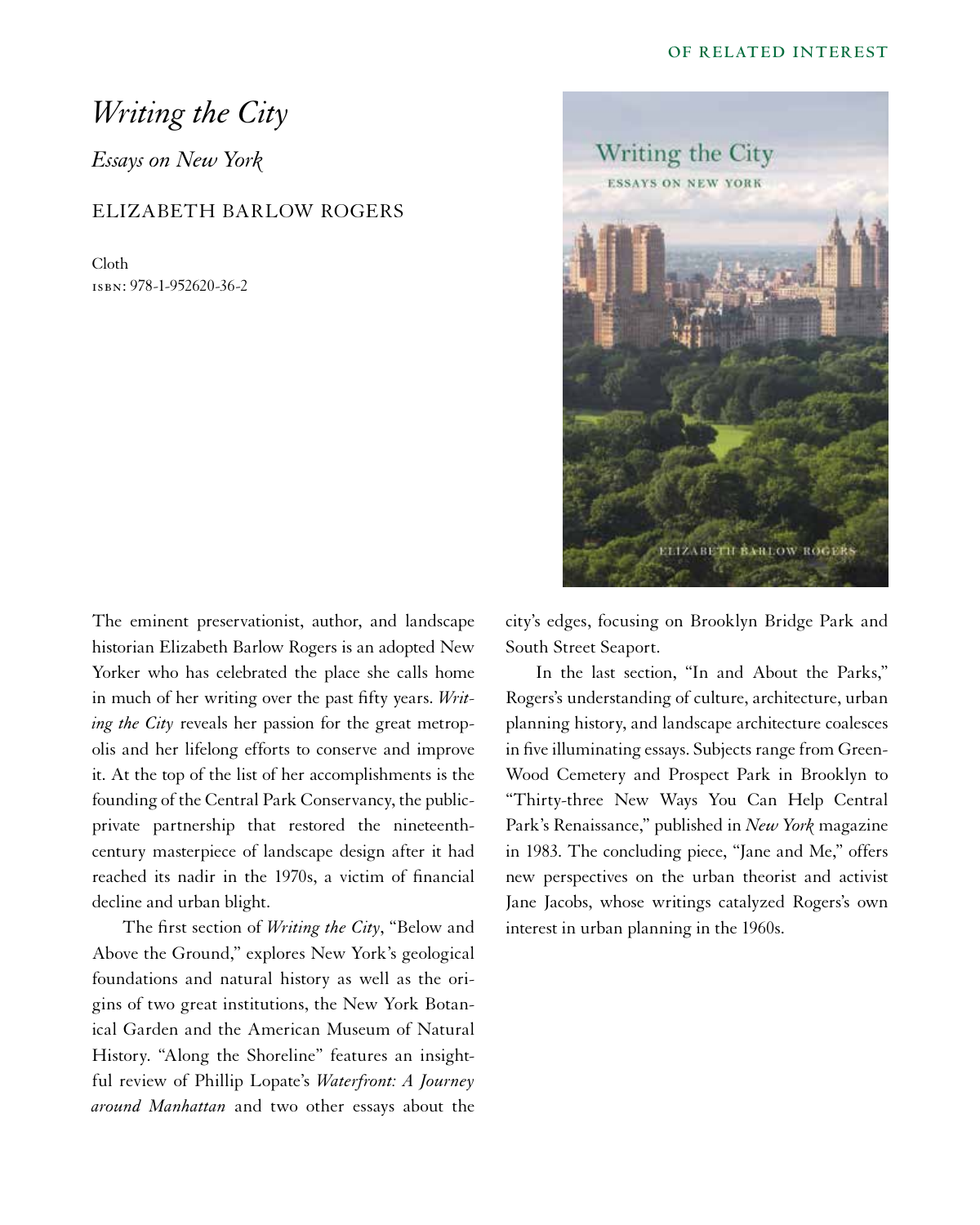OF RELATED INTEREST

# *Writing the City*

## *Essays on New York*

ELIZABETH BARLOW ROGERS

Cloth
ISBN: 978-1-952620-36-2

The eminent preservationist, author, and landscape historian Elizabeth Barlow Rogers is an adopted New Yorker who has celebrated the place she calls home in much of her writing over the past fifty years. *Writing the City* reveals her passion for the great metropolis and her lifelong efforts to conserve and improve it. At the top of the list of her accomplishments is the founding of the Central Park Conservancy, the public-private partnership that restored the nineteenth-century masterpiece of landscape design after it had reached its nadir in the 1970s, a victim of financial decline and urban blight.

The first section of *Writing the City*, "Below and Above the Ground," explores New York's geological foundations and natural history as well as the origins of two great institutions, the New York Botanical Garden and the American Museum of Natural History. "Along the Shoreline" features an insightful review of Phillip Lopate's *Waterfront: A Journey around Manhattan* and two other essays about the city's edges, focusing on Brooklyn Bridge Park and South Street Seaport.

In the last section, "In and About the Parks," Rogers's understanding of culture, architecture, urban planning history, and landscape architecture coalesces in five illuminating essays. Subjects range from Green-Wood Cemetery and Prospect Park in Brooklyn to "Thirty-three New Ways You Can Help Central Park's Renaissance," published in *New York* magazine in 1983. The concluding piece, "Jane and Me," offers new perspectives on the urban theorist and activist Jane Jacobs, whose writings catalyzed Rogers's own interest in urban planning in the 1960s.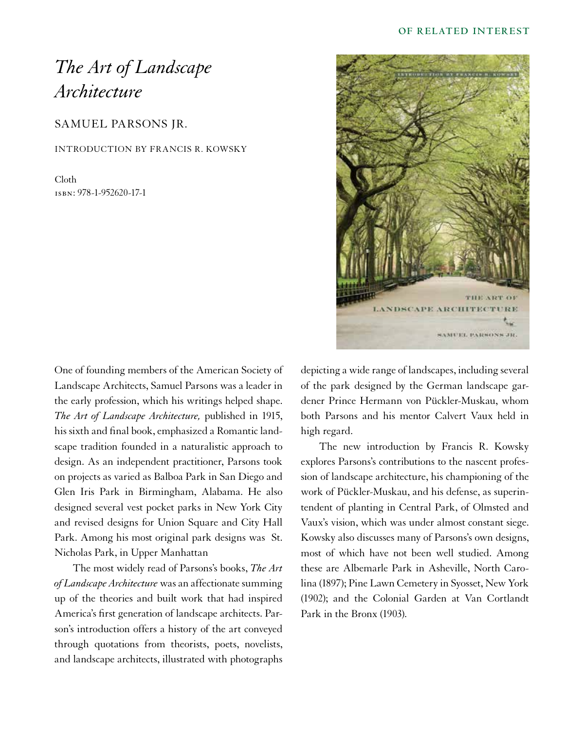OF RELATED INTEREST

# *The Art of Landscape Architecture*

## SAMUEL PARSONS JR.

INTRODUCTION BY FRANCIS R. KOWSKY

Cloth
ISBN: 978-1-952620-17-1

One of founding members of the American Society of Landscape Architects, Samuel Parsons was a leader in the early profession, which his writings helped shape. *The Art of Landscape Architecture,* published in 1915, his sixth and final book, emphasized a Romantic landscape tradition founded in a naturalistic approach to design. As an independent practitioner, Parsons took on projects as varied as Balboa Park in San Diego and Glen Iris Park in Birmingham, Alabama. He also designed several vest pocket parks in New York City and revised designs for Union Square and City Hall Park. Among his most original park designs was St. Nicholas Park, in Upper Manhattan

The most widely read of Parsons's books, *The Art of Landscape Architecture* was an affectionate summing up of the theories and built work that had inspired America's first generation of landscape architects. Parson's introduction offers a history of the art conveyed through quotations from theorists, poets, novelists, and landscape architects, illustrated with photographs depicting a wide range of landscapes, including several of the park designed by the German landscape gardener Prince Hermann von Pückler-Muskau, whom both Parsons and his mentor Calvert Vaux held in high regard.

The new introduction by Francis R. Kowsky explores Parsons's contributions to the nascent profession of landscape architecture, his championing of the work of Pückler-Muskau, and his defense, as superintendent of planting in Central Park, of Olmsted and Vaux's vision, which was under almost constant siege. Kowsky also discusses many of Parsons's own designs, most of which have not been well studied. Among these are Albemarle Park in Asheville, North Carolina (1897); Pine Lawn Cemetery in Syosset, New York (1902); and the Colonial Garden at Van Cortlandt Park in the Bronx (1903).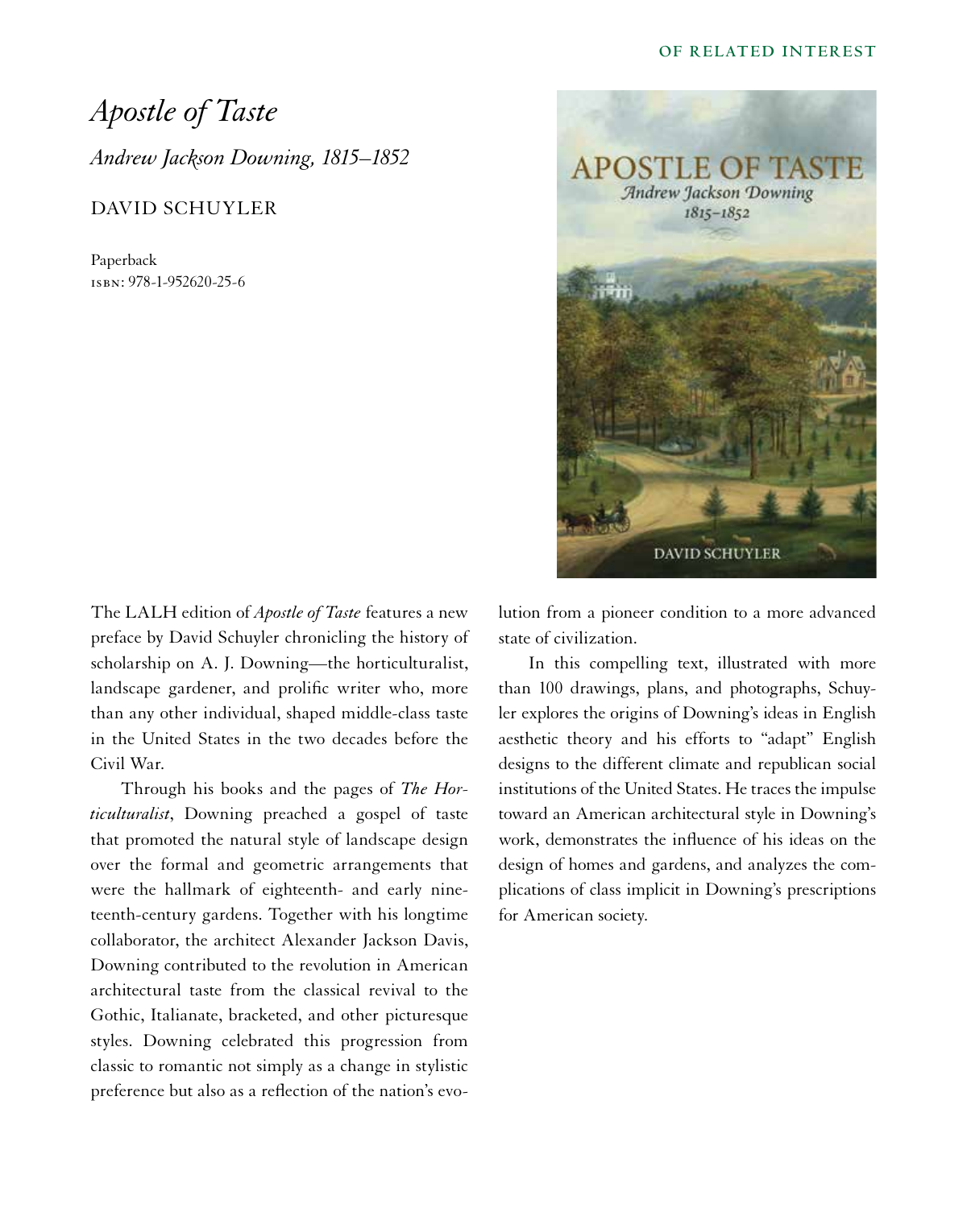OF RELATED INTEREST

# *Apostle of Taste*

## *Andrew Jackson Downing, 1815–1852*

DAVID SCHUYLER

Paperback
ISBN: 978-1-952620-25-6

The LALH edition of *Apostle of Taste* features a new preface by David Schuyler chronicling the history of scholarship on A. J. Downing—the horticulturalist, landscape gardener, and prolific writer who, more than any other individual, shaped middle-class taste in the United States in the two decades before the Civil War.

Through his books and the pages of *The Horticulturalist*, Downing preached a gospel of taste that promoted the natural style of landscape design over the formal and geometric arrangements that were the hallmark of eighteenth- and early nineteenth-century gardens. Together with his longtime collaborator, the architect Alexander Jackson Davis, Downing contributed to the revolution in American architectural taste from the classical revival to the Gothic, Italianate, bracketed, and other picturesque styles. Downing celebrated this progression from classic to romantic not simply as a change in stylistic preference but also as a reflection of the nation's evolution from a pioneer condition to a more advanced state of civilization.

In this compelling text, illustrated with more than 100 drawings, plans, and photographs, Schuyler explores the origins of Downing's ideas in English aesthetic theory and his efforts to "adapt" English designs to the different climate and republican social institutions of the United States. He traces the impulse toward an American architectural style in Downing's work, demonstrates the influence of his ideas on the design of homes and gardens, and analyzes the complications of class implicit in Downing's prescriptions for American society.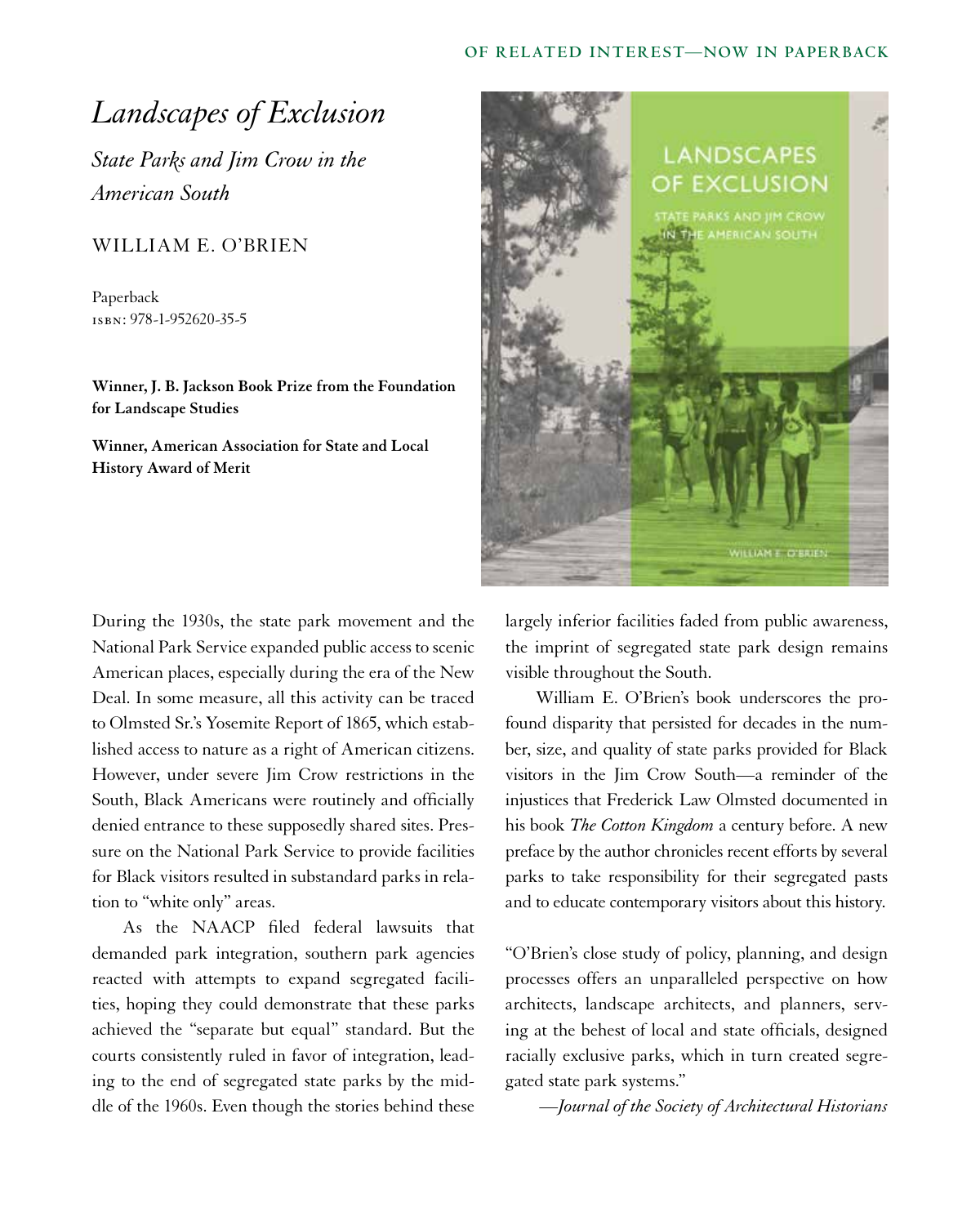OF RELATED INTEREST—NOW IN PAPERBACK

# *Landscapes of Exclusion*

## *State Parks and Jim Crow in the American South*

WILLIAM E. O'BRIEN

Paperback
ISBN: 978-1-952620-35-5

**Winner, J. B. Jackson Book Prize from the Foundation for Landscape Studies**

**Winner, American Association for State and Local History Award of Merit**

During the 1930s, the state park movement and the National Park Service expanded public access to scenic American places, especially during the era of the New Deal. In some measure, all this activity can be traced to Olmsted Sr.'s Yosemite Report of 1865, which established access to nature as a right of American citizens. However, under severe Jim Crow restrictions in the South, Black Americans were routinely and officially denied entrance to these supposedly shared sites. Pressure on the National Park Service to provide facilities for Black visitors resulted in substandard parks in relation to "white only" areas.

As the NAACP filed federal lawsuits that demanded park integration, southern park agencies reacted with attempts to expand segregated facilities, hoping they could demonstrate that these parks achieved the "separate but equal" standard. But the courts consistently ruled in favor of integration, leading to the end of segregated state parks by the middle of the 1960s. Even though the stories behind these largely inferior facilities faded from public awareness, the imprint of segregated state park design remains visible throughout the South.

William E. O'Brien's book underscores the profound disparity that persisted for decades in the number, size, and quality of state parks provided for Black visitors in the Jim Crow South—a reminder of the injustices that Frederick Law Olmsted documented in his book *The Cotton Kingdom* a century before. A new preface by the author chronicles recent efforts by several parks to take responsibility for their segregated pasts and to educate contemporary visitors about this history.

"O'Brien's close study of policy, planning, and design processes offers an unparalleled perspective on how architects, landscape architects, and planners, serving at the behest of local and state officials, designed racially exclusive parks, which in turn created segregated state park systems."

—*Journal of the Society of Architectural Historians*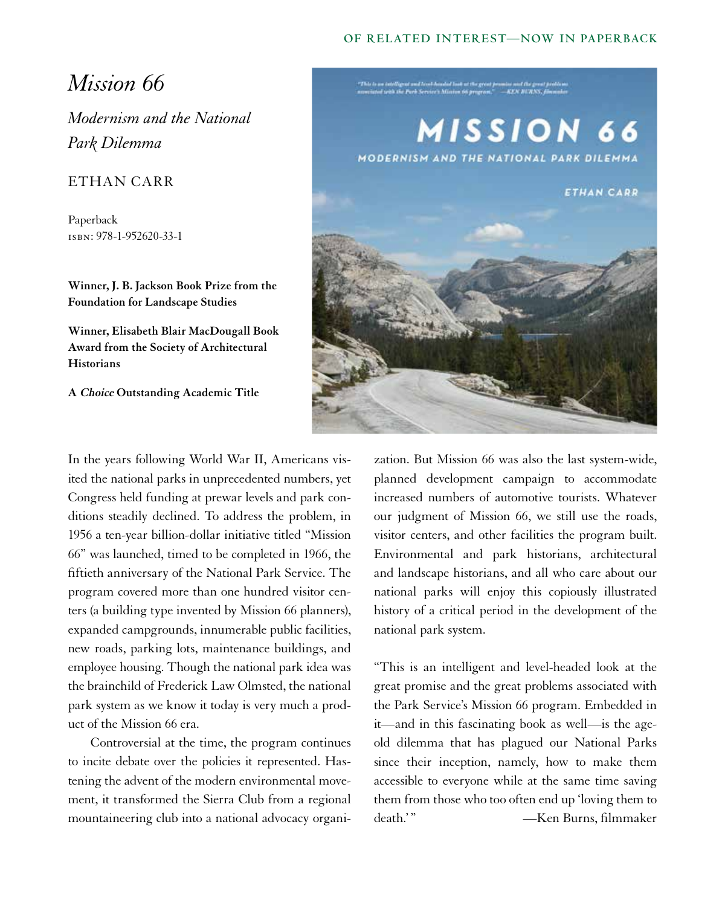OF RELATED INTEREST—NOW IN PAPERBACK

# *Mission 66*

## *Modernism and the National Park Dilemma*

ETHAN CARR

Paperback
ISBN: 978-1-952620-33-1

**Winner, J. B. Jackson Book Prize from the Foundation for Landscape Studies**

**Winner, Elisabeth Blair MacDougall Book Award from the Society of Architectural Historians**

**A *Choice* Outstanding Academic Title**

In the years following World War II, Americans visited the national parks in unprecedented numbers, yet Congress held funding at prewar levels and park conditions steadily declined. To address the problem, in 1956 a ten-year billion-dollar initiative titled "Mission 66" was launched, timed to be completed in 1966, the fiftieth anniversary of the National Park Service. The program covered more than one hundred visitor centers (a building type invented by Mission 66 planners), expanded campgrounds, innumerable public facilities, new roads, parking lots, maintenance buildings, and employee housing. Though the national park idea was the brainchild of Frederick Law Olmsted, the national park system as we know it today is very much a product of the Mission 66 era.

Controversial at the time, the program continues to incite debate over the policies it represented. Hastening the advent of the modern environmental movement, it transformed the Sierra Club from a regional mountaineering club into a national advocacy organization. But Mission 66 was also the last system-wide, planned development campaign to accommodate increased numbers of automotive tourists. Whatever our judgment of Mission 66, we still use the roads, visitor centers, and other facilities the program built. Environmental and park historians, architectural and landscape historians, and all who care about our national parks will enjoy this copiously illustrated history of a critical period in the development of the national park system.

"This is an intelligent and level-headed look at the great promise and the great problems associated with the Park Service's Mission 66 program. Embedded in it—and in this fascinating book as well—is the age-old dilemma that has plagued our National Parks since their inception, namely, how to make them accessible to everyone while at the same time saving them from those who too often end up 'loving them to death.'" —Ken Burns, filmmaker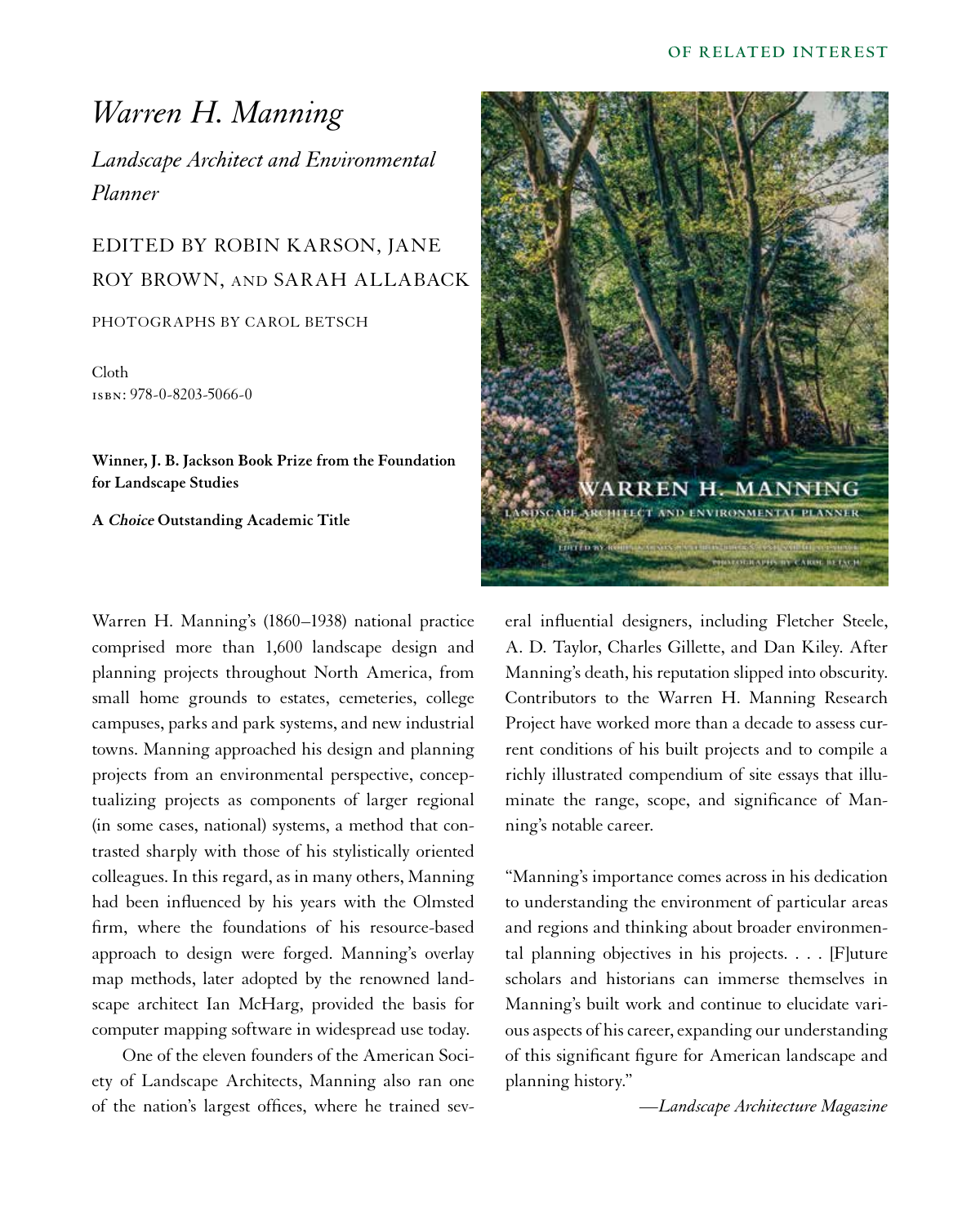OF RELATED INTEREST

# *Warren H. Manning*

## *Landscape Architect and Environmental Planner*

EDITED BY ROBIN KARSON, JANE ROY BROWN, AND SARAH ALLABACK

PHOTOGRAPHS BY CAROL BETSCH

Cloth
ISBN: 978-0-8203-5066-0

**Winner, J. B. Jackson Book Prize from the Foundation for Landscape Studies**

**A *Choice* Outstanding Academic Title**

Warren H. Manning's (1860–1938) national practice comprised more than 1,600 landscape design and planning projects throughout North America, from small home grounds to estates, cemeteries, college campuses, parks and park systems, and new industrial towns. Manning approached his design and planning projects from an environmental perspective, conceptualizing projects as components of larger regional (in some cases, national) systems, a method that contrasted sharply with those of his stylistically oriented colleagues. In this regard, as in many others, Manning had been influenced by his years with the Olmsted firm, where the foundations of his resource-based approach to design were forged. Manning's overlay map methods, later adopted by the renowned landscape architect Ian McHarg, provided the basis for computer mapping software in widespread use today.

One of the eleven founders of the American Society of Landscape Architects, Manning also ran one of the nation's largest offices, where he trained several influential designers, including Fletcher Steele, A. D. Taylor, Charles Gillette, and Dan Kiley. After Manning's death, his reputation slipped into obscurity. Contributors to the Warren H. Manning Research Project have worked more than a decade to assess current conditions of his built projects and to compile a richly illustrated compendium of site essays that illuminate the range, scope, and significance of Manning's notable career.

"Manning's importance comes across in his dedication to understanding the environment of particular areas and regions and thinking about broader environmental planning objectives in his projects. . . . [F]uture scholars and historians can immerse themselves in Manning's built work and continue to elucidate various aspects of his career, expanding our understanding of this significant figure for American landscape and planning history."

—*Landscape Architecture Magazine*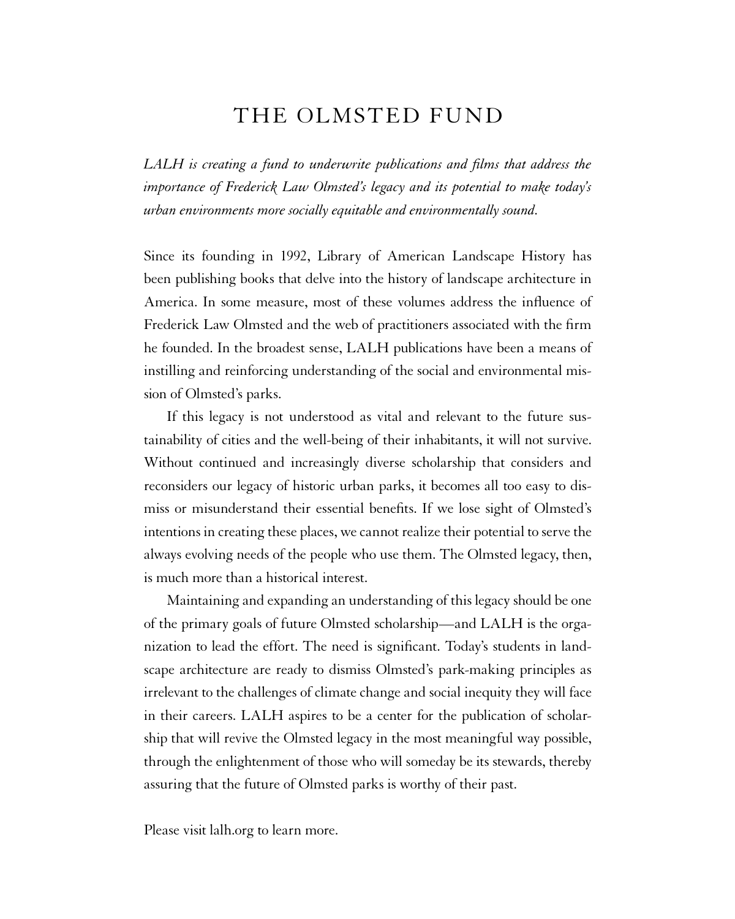# THE OLMSTED FUND

*LALH is creating a fund to underwrite publications and films that address the importance of Frederick Law Olmsted's legacy and its potential to make today's urban environments more socially equitable and environmentally sound.*

Since its founding in 1992, Library of American Landscape History has been publishing books that delve into the history of landscape architecture in America. In some measure, most of these volumes address the influence of Frederick Law Olmsted and the web of practitioners associated with the firm he founded. In the broadest sense, LALH publications have been a means of instilling and reinforcing understanding of the social and environmental mission of Olmsted's parks.

If this legacy is not understood as vital and relevant to the future sustainability of cities and the well-being of their inhabitants, it will not survive. Without continued and increasingly diverse scholarship that considers and reconsiders our legacy of historic urban parks, it becomes all too easy to dismiss or misunderstand their essential benefits. If we lose sight of Olmsted's intentions in creating these places, we cannot realize their potential to serve the always evolving needs of the people who use them. The Olmsted legacy, then, is much more than a historical interest.

Maintaining and expanding an understanding of this legacy should be one of the primary goals of future Olmsted scholarship—and LALH is the organization to lead the effort. The need is significant. Today's students in landscape architecture are ready to dismiss Olmsted's park-making principles as irrelevant to the challenges of climate change and social inequity they will face in their careers. LALH aspires to be a center for the publication of scholarship that will revive the Olmsted legacy in the most meaningful way possible, through the enlightenment of those who will someday be its stewards, thereby assuring that the future of Olmsted parks is worthy of their past.

Please visit lalh.org to learn more.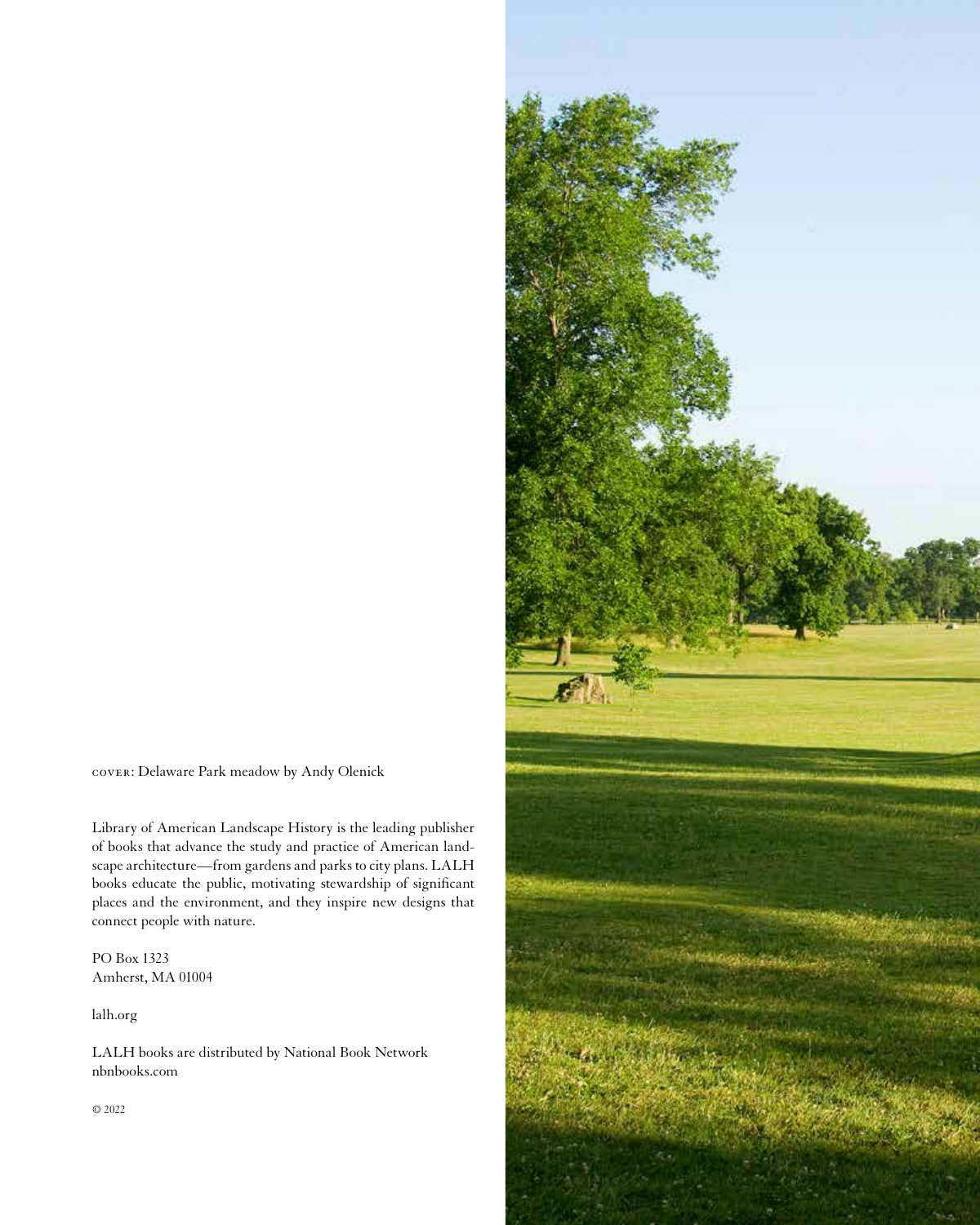COVER: Delaware Park meadow by Andy Olenick

Library of American Landscape History is the leading publisher of books that advance the study and practice of American landscape architecture—from gardens and parks to city plans. LALH books educate the public, motivating stewardship of significant places and the environment, and they inspire new designs that connect people with nature.

PO Box 1323
Amherst, MA 01004

lalh.org

LALH books are distributed by National Book Network
nbnbooks.com

© 2022